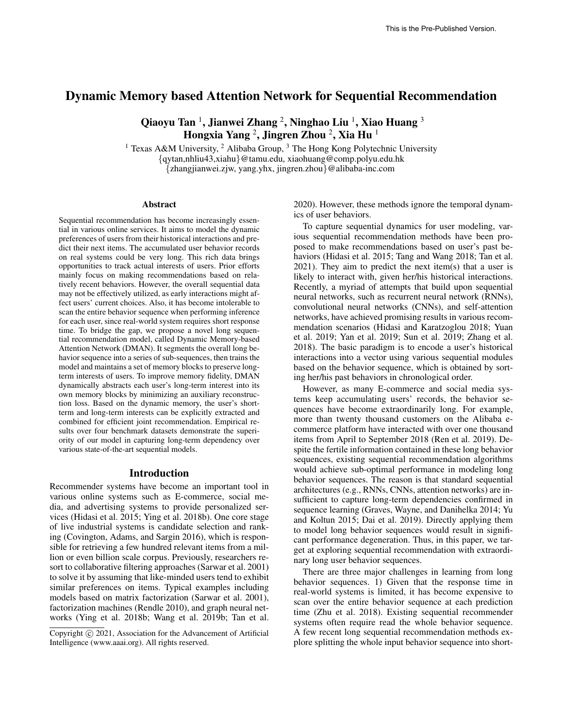# Dynamic Memory based Attention Network for Sequential Recommendation

**Qiaoyu Tan [1], Jianwei Zhang [2], Ninghao Liu [1], Xiao Huang [3]**
**Hongxia Yang [2], Jingren Zhou [2], Xia Hu [1]**

[1] Texas A&M University, [2] Alibaba Group, [3] The Hong Kong Polytechnic University
{qytan,nhliu43,xiahu}@tamu.edu, xiaohuang@comp.polyu.edu.hk
{zhangjianwei.zjw, yang.yhx, jingren.zhou}@alibaba-inc.com

## Abstract

Sequential recommendation has become increasingly essential in various online services. It aims to model the dynamic preferences of users from their historical interactions and predict their next items. The accumulated user behavior records on real systems could be very long. This rich data brings opportunities to track actual interests of users. Prior efforts mainly focus on making recommendations based on relatively recent behaviors. However, the overall sequential data may not be effectively utilized, as early interactions might affect users' current choices. Also, it has become intolerable to scan the entire behavior sequence when performing inference for each user, since real-world system requires short response time. To bridge the gap, we propose a novel long sequential recommendation model, called Dynamic Memory-based Attention Network (DMAN). It segments the overall long behavior sequence into a series of sub-sequences, then trains the model and maintains a set of memory blocks to preserve long-term interests of users. To improve memory fidelity, DMAN dynamically abstracts each user's long-term interest into its own memory blocks by minimizing an auxiliary reconstruction loss. Based on the dynamic memory, the user's short-term and long-term interests can be explicitly extracted and combined for efficient joint recommendation. Empirical results over four benchmark datasets demonstrate the superiority of our model in capturing long-term dependency over various state-of-the-art sequential models.

## Introduction

Recommender systems have become an important tool in various online systems such as E-commerce, social media, and advertising systems to provide personalized services (Hidasi et al. 2015; Ying et al. 2018b). One core stage of live industrial systems is candidate selection and ranking (Covington, Adams, and Sargin 2016), which is responsible for retrieving a few hundred relevant items from a million or even billion scale corpus. Previously, researchers resort to collaborative filtering approaches (Sarwar et al. 2001) to solve it by assuming that like-minded users tend to exhibit similar preferences on items. Typical examples including models based on matrix factorization (Sarwar et al. 2001), factorization machines (Rendle 2010), and graph neural networks (Ying et al. 2018b; Wang et al. 2019b; Tan et al. 2020). However, these methods ignore the temporal dynamics of user behaviors.

To capture sequential dynamics for user modeling, various sequential recommendation methods have been proposed to make recommendations based on user's past behaviors (Hidasi et al. 2015; Tang and Wang 2018; Tan et al. 2021). They aim to predict the next item(s) that a user is likely to interact with, given her/his historical interactions. Recently, a myriad of attempts that build upon sequential neural networks, such as recurrent neural network (RNNs), convolutional neural networks (CNNs), and self-attention networks, have achieved promising results in various recommendation scenarios (Hidasi and Karatzoglou 2018; Yuan et al. 2019; Yan et al. 2019; Sun et al. 2019; Zhang et al. 2018). The basic paradigm is to encode a user's historical interactions into a vector using various sequential modules based on the behavior sequence, which is obtained by sorting her/his past behaviors in chronological order.

However, as many E-commerce and social media systems keep accumulating users' records, the behavior sequences have become extraordinarily long. For example, more than twenty thousand customers on the Alibaba e-commerce platform have interacted with over one thousand items from April to September 2018 (Ren et al. 2019). Despite the fertile information contained in these long behavior sequences, existing sequential recommendation algorithms would achieve sub-optimal performance in modeling long behavior sequences. The reason is that standard sequential architectures (e.g., RNNs, CNNs, attention networks) are insufficient to capture long-term dependencies confirmed in sequence learning (Graves, Wayne, and Danihelka 2014; Yu and Koltun 2015; Dai et al. 2019). Directly applying them to model long behavior sequences would result in significant performance degeneration. Thus, in this paper, we target at exploring sequential recommendation with extraordinary long user behavior sequences.

There are three major challenges in learning from long behavior sequences. 1) Given that the response time in real-world systems is limited, it has become expensive to scan over the entire behavior sequence at each prediction time (Zhu et al. 2018). Existing sequential recommender systems often require read the whole behavior sequence. A few recent long sequential recommendation methods explore splitting the whole input behavior sequence into short-

Copyright © 2021, Association for the Advancement of Artificial Intelligence (www.aaai.org). All rights reserved.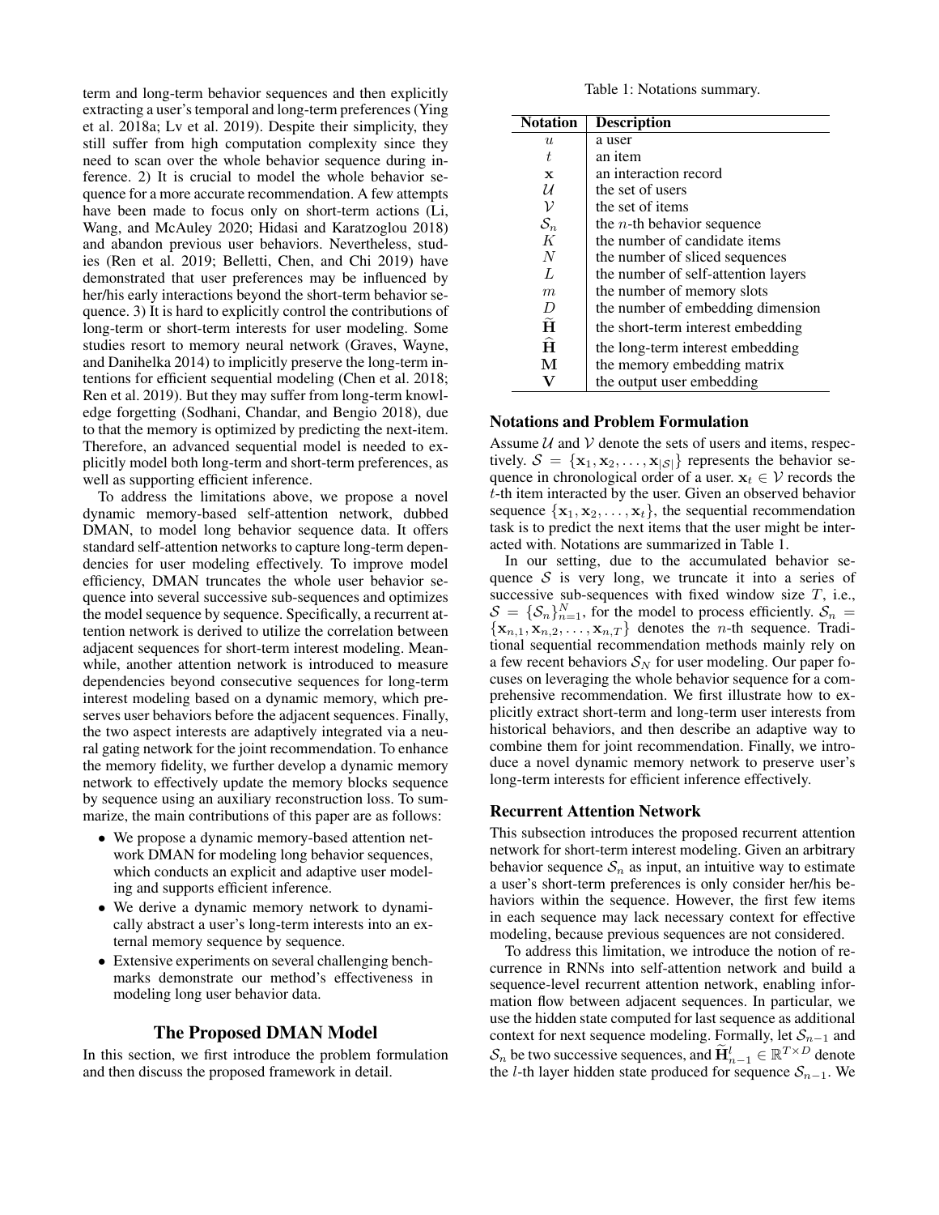term and long-term behavior sequences and then explicitly extracting a user's temporal and long-term preferences (Ying et al. 2018a; Lv et al. 2019). Despite their simplicity, they still suffer from high computation complexity since they need to scan over the whole behavior sequence during inference. 2) It is crucial to model the whole behavior sequence for a more accurate recommendation. A few attempts have been made to focus only on short-term actions (Li, Wang, and McAuley 2020; Hidasi and Karatzoglou 2018) and abandon previous user behaviors. Nevertheless, studies (Ren et al. 2019; Belletti, Chen, and Chi 2019) have demonstrated that user preferences may be influenced by her/his early interactions beyond the short-term behavior sequence. 3) It is hard to explicitly control the contributions of long-term or short-term interests for user modeling. Some studies resort to memory neural network (Graves, Wayne, and Danihelka 2014) to implicitly preserve the long-term intentions for efficient sequential modeling (Chen et al. 2018; Ren et al. 2019). But they may suffer from long-term knowledge forgetting (Sodhani, Chandar, and Bengio 2018), due to that the memory is optimized by predicting the next-item. Therefore, an advanced sequential model is needed to explicitly model both long-term and short-term preferences, as well as supporting efficient inference.

To address the limitations above, we propose a novel dynamic memory-based self-attention network, dubbed DMAN, to model long behavior sequence data. It offers standard self-attention networks to capture long-term dependencies for user modeling effectively. To improve model efficiency, DMAN truncates the whole user behavior sequence into several successive sub-sequences and optimizes the model sequence by sequence. Specifically, a recurrent attention network is derived to utilize the correlation between adjacent sequences for short-term interest modeling. Meanwhile, another attention network is introduced to measure dependencies beyond consecutive sequences for long-term interest modeling based on a dynamic memory, which preserves user behaviors before the adjacent sequences. Finally, the two aspect interests are adaptively integrated via a neural gating network for the joint recommendation. To enhance the memory fidelity, we further develop a dynamic memory network to effectively update the memory blocks sequence by sequence using an auxiliary reconstruction loss. To summarize, the main contributions of this paper are as follows:

- We propose a dynamic memory-based attention network DMAN for modeling long behavior sequences, which conducts an explicit and adaptive user modeling and supports efficient inference.
- We derive a dynamic memory network to dynamically abstract a user's long-term interests into an external memory sequence by sequence.
- Extensive experiments on several challenging benchmarks demonstrate our method's effectiveness in modeling long user behavior data.

## The Proposed DMAN Model

In this section, we first introduce the problem formulation and then discuss the proposed framework in detail.

Table 1: Notations summary.

| Notation | Description |
|---|---|
| $u$ | a user |
| $t$ | an item |
| $\mathbf{x}$ | an interaction record |
| $\mathcal{U}$ | the set of users |
| $\mathcal{V}$ | the set of items |
| $\mathcal{S}_n$ | the $n$-th behavior sequence |
| $K$ | the number of candidate items |
| $N$ | the number of sliced sequences |
| $L$ | the number of self-attention layers |
| $m$ | the number of memory slots |
| $D$ | the number of embedding dimension |
| $\widetilde{\mathbf{H}}$ | the short-term interest embedding |
| $\widehat{\mathbf{H}}$ | the long-term interest embedding |
| $\mathbf{M}$ | the memory embedding matrix |
| $\mathbf{V}$ | the output user embedding |

### Notations and Problem Formulation

Assume $\mathcal{U}$ and $\mathcal{V}$ denote the sets of users and items, respectively. $\mathcal{S} = \{\mathbf{x}_1, \mathbf{x}_2, \ldots, \mathbf{x}_{|\mathcal{S}|}\}$ represents the behavior sequence in chronological order of a user. $\mathbf{x}_t \in \mathcal{V}$ records the $t$-th item interacted by the user. Given an observed behavior sequence $\{\mathbf{x}_1, \mathbf{x}_2, \ldots, \mathbf{x}_t\}$, the sequential recommendation task is to predict the next items that the user might be interacted with. Notations are summarized in Table 1.

In our setting, due to the accumulated behavior sequence $\mathcal{S}$ is very long, we truncate it into a series of successive sub-sequences with fixed window size $T$, i.e., $\mathcal{S} = \{\mathcal{S}_n\}_{n=1}^{N}$, for the model to process efficiently. $\mathcal{S}_n = \{\mathbf{x}_{n,1}, \mathbf{x}_{n,2}, \ldots, \mathbf{x}_{n,T}\}$ denotes the $n$-th sequence. Traditional sequential recommendation methods mainly rely on a few recent behaviors $\mathcal{S}_N$ for user modeling. Our paper focuses on leveraging the whole behavior sequence for a comprehensive recommendation. We first illustrate how to explicitly extract short-term and long-term user interests from historical behaviors, and then describe an adaptive way to combine them for joint recommendation. Finally, we introduce a novel dynamic memory network to preserve user's long-term interests for efficient inference effectively.

### Recurrent Attention Network

This subsection introduces the proposed recurrent attention network for short-term interest modeling. Given an arbitrary behavior sequence $\mathcal{S}_n$ as input, an intuitive way to estimate a user's short-term preferences is only consider her/his behaviors within the sequence. However, the first few items in each sequence may lack necessary context for effective modeling, because previous sequences are not considered.

To address this limitation, we introduce the notion of recurrence in RNNs into self-attention network and build a sequence-level recurrent attention network, enabling information flow between adjacent sequences. In particular, we use the hidden state computed for last sequence as additional context for next sequence modeling. Formally, let $\mathcal{S}_{n-1}$ and $\mathcal{S}_n$ be two successive sequences, and $\widetilde{\mathbf{H}}_{n-1}^{l} \in \mathbb{R}^{T \times D}$ denote the $l$-th layer hidden state produced for sequence $\mathcal{S}_{n-1}$. We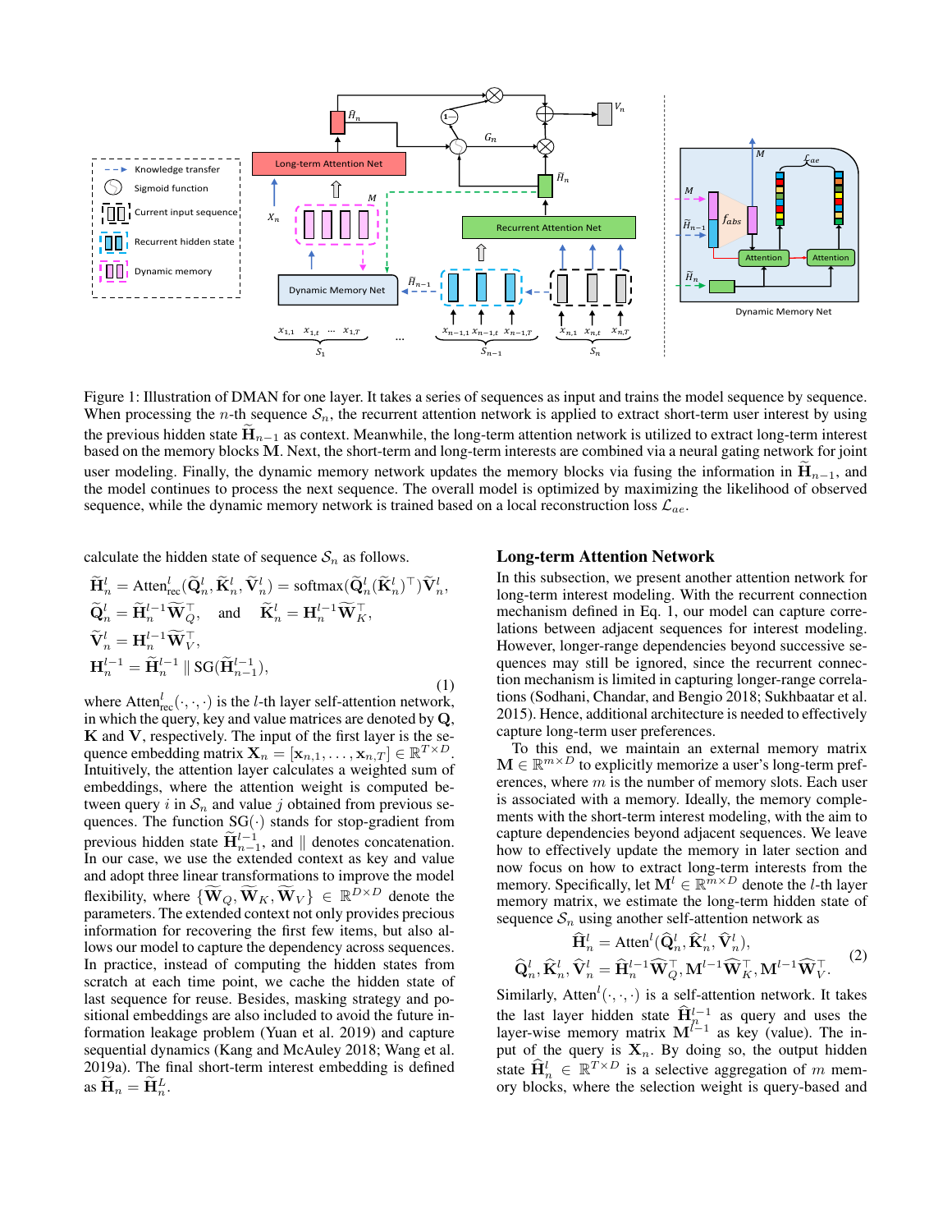Figure 1: Illustration of DMAN for one layer. It takes a series of sequences as input and trains the model sequence by sequence. When processing the $n$-th sequence $\mathcal{S}_n$, the recurrent attention network is applied to extract short-term user interest by using the previous hidden state $\widetilde{\mathbf{H}}_{n-1}$ as context. Meanwhile, the long-term attention network is utilized to extract long-term interest based on the memory blocks $\mathbf{M}$. Next, the short-term and long-term interests are combined via a neural gating network for joint user modeling. Finally, the dynamic memory network updates the memory blocks via fusing the information in $\widetilde{\mathbf{H}}_{n-1}$, and the model continues to process the next sequence. The overall model is optimized by maximizing the likelihood of observed sequence, while the dynamic memory network is trained based on a local reconstruction loss $\mathcal{L}_{ae}$.

calculate the hidden state of sequence $\mathcal{S}_n$ as follows.

$$
\begin{aligned}
&\widetilde{\mathbf{H}}_n^l = \text{Atten}_{\text{rec}}^l(\widetilde{\mathbf{Q}}_n^l, \widetilde{\mathbf{K}}_n^l, \widetilde{\mathbf{V}}_n^l) = \text{softmax}(\widetilde{\mathbf{Q}}_n^l(\widetilde{\mathbf{K}}_n^l)^\top)\widetilde{\mathbf{V}}_n^l, \\
&\widetilde{\mathbf{Q}}_n^l = \widetilde{\mathbf{H}}_n^{l-1}\widetilde{\mathbf{W}}_Q^\top, \quad \text{and} \quad \widetilde{\mathbf{K}}_n^l = \mathbf{H}_n^{l-1}\widetilde{\mathbf{W}}_K^\top, \\
&\widetilde{\mathbf{V}}_n^l = \mathbf{H}_n^{l-1}\widetilde{\mathbf{W}}_V^\top, \\
&\mathbf{H}_n^{l-1} = \widetilde{\mathbf{H}}_n^{l-1} \parallel \text{SG}(\widetilde{\mathbf{H}}_{n-1}^{l-1}),
\end{aligned}
\tag{1}
$$

where $\text{Atten}_{\text{rec}}^l(\cdot,\cdot,\cdot)$ is the $l$-th layer self-attention network, in which the query, key and value matrices are denoted by $\mathbf{Q}$, $\mathbf{K}$ and $\mathbf{V}$, respectively. The input of the first layer is the sequence embedding matrix $\mathbf{X}_n = [\mathbf{x}_{n,1}, \ldots, \mathbf{x}_{n,T}] \in \mathbb{R}^{T\times D}$. Intuitively, the attention layer calculates a weighted sum of embeddings, where the attention weight is computed between query $i$ in $\mathcal{S}_n$ and value $j$ obtained from previous sequences. The function $\text{SG}(\cdot)$ stands for stop-gradient from previous hidden state $\widetilde{\mathbf{H}}_{n-1}^{l-1}$, and $\parallel$ denotes concatenation. In our case, we use the extended context as key and value and adopt three linear transformations to improve the model flexibility, where $\{\widetilde{\mathbf{W}}_Q, \widetilde{\mathbf{W}}_K, \widetilde{\mathbf{W}}_V\} \in \mathbb{R}^{D\times D}$ denote the parameters. The extended context not only provides precious information for recovering the first few items, but also allows our model to capture the dependency across sequences. In practice, instead of computing the hidden states from scratch at each time point, we cache the hidden state of last sequence for reuse. Besides, masking strategy and positional embeddings are also included to avoid the future information leakage problem (Yuan et al. 2019) and capture sequential dynamics (Kang and McAuley 2018; Wang et al. 2019a). The final short-term interest embedding is defined as $\widetilde{\mathbf{H}}_n = \widetilde{\mathbf{H}}_n^L$.

## Long-term Attention Network

In this subsection, we present another attention network for long-term interest modeling. With the recurrent connection mechanism defined in Eq. 1, our model can capture correlations between adjacent sequences for interest modeling. However, longer-range dependencies beyond successive sequences may still be ignored, since the recurrent connection mechanism is limited in capturing longer-range correlations (Sodhani, Chandar, and Bengio 2018; Sukhbaatar et al. 2015). Hence, additional architecture is needed to effectively capture long-term user preferences.

To this end, we maintain an external memory matrix $\mathbf{M} \in \mathbb{R}^{m\times D}$ to explicitly memorize a user's long-term preferences, where $m$ is the number of memory slots. Each user is associated with a memory. Ideally, the memory complements with the short-term interest modeling, with the aim to capture dependencies beyond adjacent sequences. We leave how to effectively update the memory in later section and now focus on how to extract long-term interests from the memory. Specifically, let $\mathbf{M}^l \in \mathbb{R}^{m\times D}$ denote the $l$-th layer memory matrix, we estimate the long-term hidden state of sequence $\mathcal{S}_n$ using another self-attention network as

$$
\begin{aligned}
&\widehat{\mathbf{H}}_n^l = \text{Atten}^l(\widehat{\mathbf{Q}}_n^l, \widehat{\mathbf{K}}_n^l, \widehat{\mathbf{V}}_n^l), \\
&\widehat{\mathbf{Q}}_n^l, \widehat{\mathbf{K}}_n^l, \widehat{\mathbf{V}}_n^l = \widehat{\mathbf{H}}_n^{l-1}\widehat{\mathbf{W}}_Q^\top, \mathbf{M}^{l-1}\widehat{\mathbf{W}}_K^\top, \mathbf{M}^{l-1}\widehat{\mathbf{W}}_V^\top.
\end{aligned}
\tag{2}
$$

Similarly, $\text{Atten}^l(\cdot,\cdot,\cdot)$ is a self-attention network. It takes the last layer hidden state $\widehat{\mathbf{H}}_n^{l-1}$ as query and uses the layer-wise memory matrix $\mathbf{M}^{l-1}$ as key (value). The input of the query is $\mathbf{X}_n$. By doing so, the output hidden state $\widehat{\mathbf{H}}_n^l \in \mathbb{R}^{T\times D}$ is a selective aggregation of $m$ memory blocks, where the selection weight is query-based and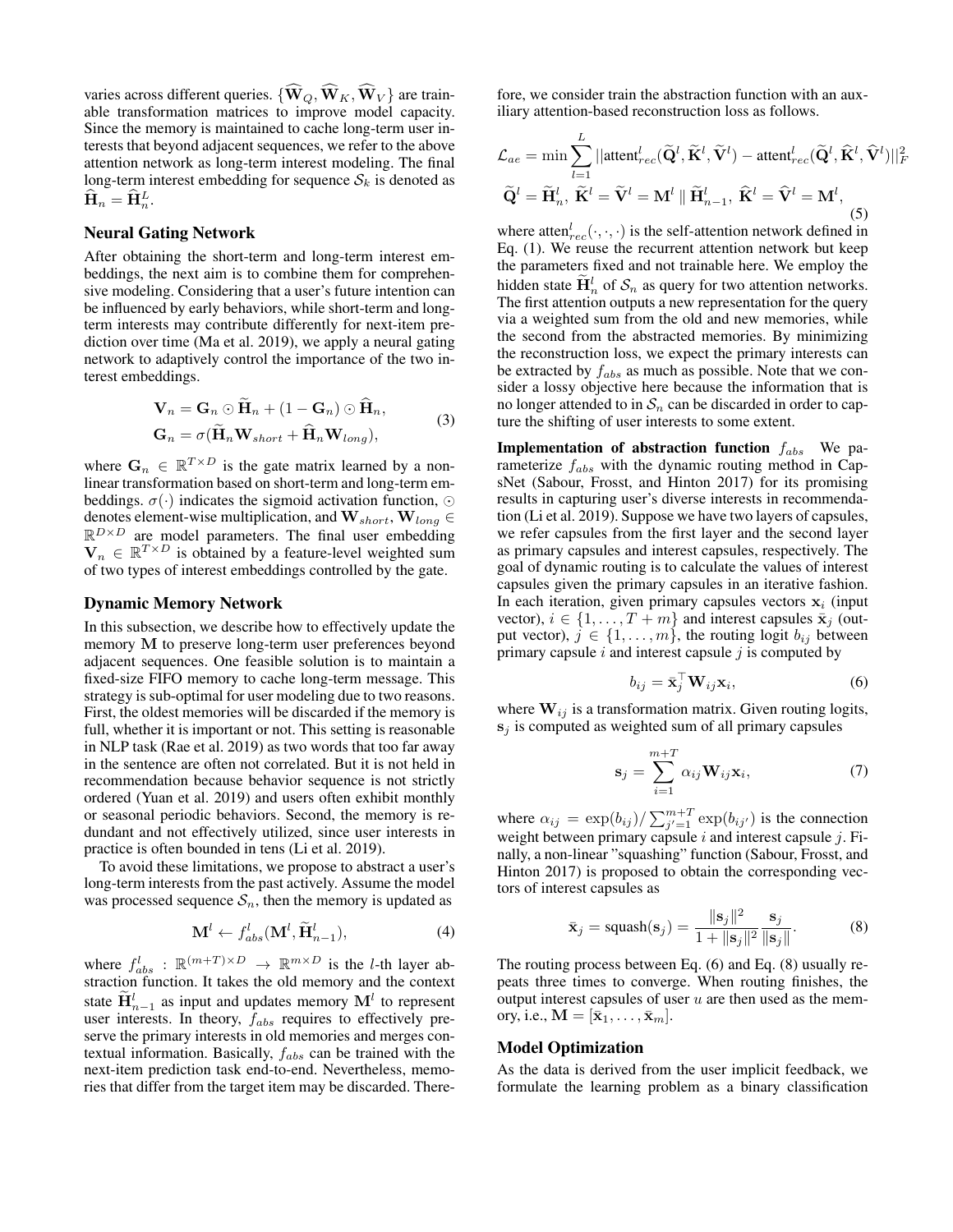varies across different queries. $\{\widehat{\mathbf{W}}_Q, \widehat{\mathbf{W}}_K, \widehat{\mathbf{W}}_V\}$ are trainable transformation matrices to improve model capacity. Since the memory is maintained to cache long-term user interests that beyond adjacent sequences, we refer to the above attention network as long-term interest modeling. The final long-term interest embedding for sequence $\mathcal{S}_k$ is denoted as $\widehat{\mathbf{H}}_n = \widehat{\mathbf{H}}_n^L$.

### Neural Gating Network

After obtaining the short-term and long-term interest embeddings, the next aim is to combine them for comprehensive modeling. Considering that a user's future intention can be influenced by early behaviors, while short-term and long-term interests may contribute differently for next-item prediction over time (Ma et al. 2019), we apply a neural gating network to adaptively control the importance of the two interest embeddings.

$$
\begin{aligned}
\mathbf{V}_n &= \mathbf{G}_n \odot \widetilde{\mathbf{H}}_n + (1 - \mathbf{G}_n) \odot \widehat{\mathbf{H}}_n, \\
\mathbf{G}_n &= \sigma(\widetilde{\mathbf{H}}_n \mathbf{W}_{short} + \widehat{\mathbf{H}}_n \mathbf{W}_{long}),
\end{aligned} \tag{3}
$$

where $\mathbf{G}_n \in \mathbb{R}^{T \times D}$ is the gate matrix learned by a non-linear transformation based on short-term and long-term embeddings. $\sigma(\cdot)$ indicates the sigmoid activation function, $\odot$ denotes element-wise multiplication, and $\mathbf{W}_{short}, \mathbf{W}_{long} \in \mathbb{R}^{D \times D}$ are model parameters. The final user embedding $\mathbf{V}_n \in \mathbb{R}^{T \times D}$ is obtained by a feature-level weighted sum of two types of interest embeddings controlled by the gate.

### Dynamic Memory Network

In this subsection, we describe how to effectively update the memory $\mathbf{M}$ to preserve long-term user preferences beyond adjacent sequences. One feasible solution is to maintain a fixed-size FIFO memory to cache long-term message. This strategy is sub-optimal for user modeling due to two reasons. First, the oldest memories will be discarded if the memory is full, whether it is important or not. This setting is reasonable in NLP task (Rae et al. 2019) as two words that too far away in the sentence are often not correlated. But it is not held in recommendation because behavior sequence is not strictly ordered (Yuan et al. 2019) and users often exhibit monthly or seasonal periodic behaviors. Second, the memory is redundant and not effectively utilized, since user interests in practice is often bounded in tens (Li et al. 2019).

To avoid these limitations, we propose to abstract a user's long-term interests from the past actively. Assume the model was processed sequence $\mathcal{S}_n$, then the memory is updated as

$$
\mathbf{M}^l \leftarrow f_{abs}^l(\mathbf{M}^l, \widetilde{\mathbf{H}}_{n-1}^l), \tag{4}
$$

where $f_{abs}^l : \mathbb{R}^{(m+T) \times D} \rightarrow \mathbb{R}^{m \times D}$ is the $l$-th layer abstraction function. It takes the old memory and the context state $\widetilde{\mathbf{H}}_{n-1}^l$ as input and updates memory $\mathbf{M}^l$ to represent user interests. In theory, $f_{abs}$ requires to effectively preserve the primary interests in old memories and merges contextual information. Basically, $f_{abs}$ can be trained with the next-item prediction task end-to-end. Nevertheless, memories that differ from the target item may be discarded. Therefore, we consider train the abstraction function with an auxiliary attention-based reconstruction loss as follows.

$$
\begin{aligned}
\mathcal{L}_{ae} &= \min \sum_{l=1}^{L} ||\text{attent}_{rec}^l(\widetilde{\mathbf{Q}}^l, \widetilde{\mathbf{K}}^l, \widetilde{\mathbf{V}}^l) - \text{attent}_{rec}^l(\widetilde{\mathbf{Q}}^l, \widehat{\mathbf{K}}^l, \widehat{\mathbf{V}}^l)||_F^2 \\
\widetilde{\mathbf{Q}}^l &= \widetilde{\mathbf{H}}_n^l, \ \widetilde{\mathbf{K}}^l = \widetilde{\mathbf{V}}^l = \mathbf{M}^l \parallel \widetilde{\mathbf{H}}_{n-1}^l, \ \widehat{\mathbf{K}}^l = \widehat{\mathbf{V}}^l = \mathbf{M}^l,
\end{aligned} \tag{5}
$$

where $\text{atten}_{rec}^l(\cdot, \cdot, \cdot)$ is the self-attention network defined in Eq. (1). We reuse the recurrent attention network but keep the parameters fixed and not trainable here. We employ the hidden state $\widetilde{\mathbf{H}}_n^l$ of $\mathcal{S}_n$ as query for two attention networks. The first attention outputs a new representation for the query via a weighted sum from the old and new memories, while the second from the abstracted memories. By minimizing the reconstruction loss, we expect the primary interests can be extracted by $f_{abs}$ as much as possible. Note that we consider a lossy objective here because the information that is no longer attended to in $\mathcal{S}_n$ can be discarded in order to capture the shifting of user interests to some extent.

**Implementation of abstraction function $f_{abs}$** We parameterize $f_{abs}$ with the dynamic routing method in CapsNet (Sabour, Frosst, and Hinton 2017) for its promising results in capturing user's diverse interests in recommendation (Li et al. 2019). Suppose we have two layers of capsules, we refer capsules from the first layer and the second layer as primary capsules and interest capsules, respectively. The goal of dynamic routing is to calculate the values of interest capsules given the primary capsules in an iterative fashion. In each iteration, given primary capsules vectors $\mathbf{x}_i$ (input vector), $i \in \{1, \ldots, T+m\}$ and interest capsules $\bar{\mathbf{x}}_j$ (output vector), $j \in \{1, \ldots, m\}$, the routing logit $b_{ij}$ between primary capsule $i$ and interest capsule $j$ is computed by

$$
b_{ij} = \bar{\mathbf{x}}_j^\top \mathbf{W}_{ij} \mathbf{x}_i, \tag{6}
$$

where $\mathbf{W}_{ij}$ is a transformation matrix. Given routing logits, $\mathbf{s}_j$ is computed as weighted sum of all primary capsules

$$
\mathbf{s}_j = \sum_{i=1}^{m+T} \alpha_{ij} \mathbf{W}_{ij} \mathbf{x}_i, \tag{7}
$$

where $\alpha_{ij} = \exp(b_{ij}) / \sum_{j'=1}^{m+T} \exp(b_{ij'})$ is the connection weight between primary capsule $i$ and interest capsule $j$. Finally, a non-linear "squashing" function (Sabour, Frosst, and Hinton 2017) is proposed to obtain the corresponding vectors of interest capsules as

$$
\bar{\mathbf{x}}_j = \text{squash}(\mathbf{s}_j) = \frac{\|\mathbf{s}_j\|^2}{1 + \|\mathbf{s}_j\|^2} \frac{\mathbf{s}_j}{\|\mathbf{s}_j\|}. \tag{8}
$$

The routing process between Eq. (6) and Eq. (8) usually repeats three times to converge. When routing finishes, the output interest capsules of user $u$ are then used as the memory, i.e., $\mathbf{M} = [\bar{\mathbf{x}}_1, \ldots, \bar{\mathbf{x}}_m]$.

### Model Optimization

As the data is derived from the user implicit feedback, we formulate the learning problem as a binary classification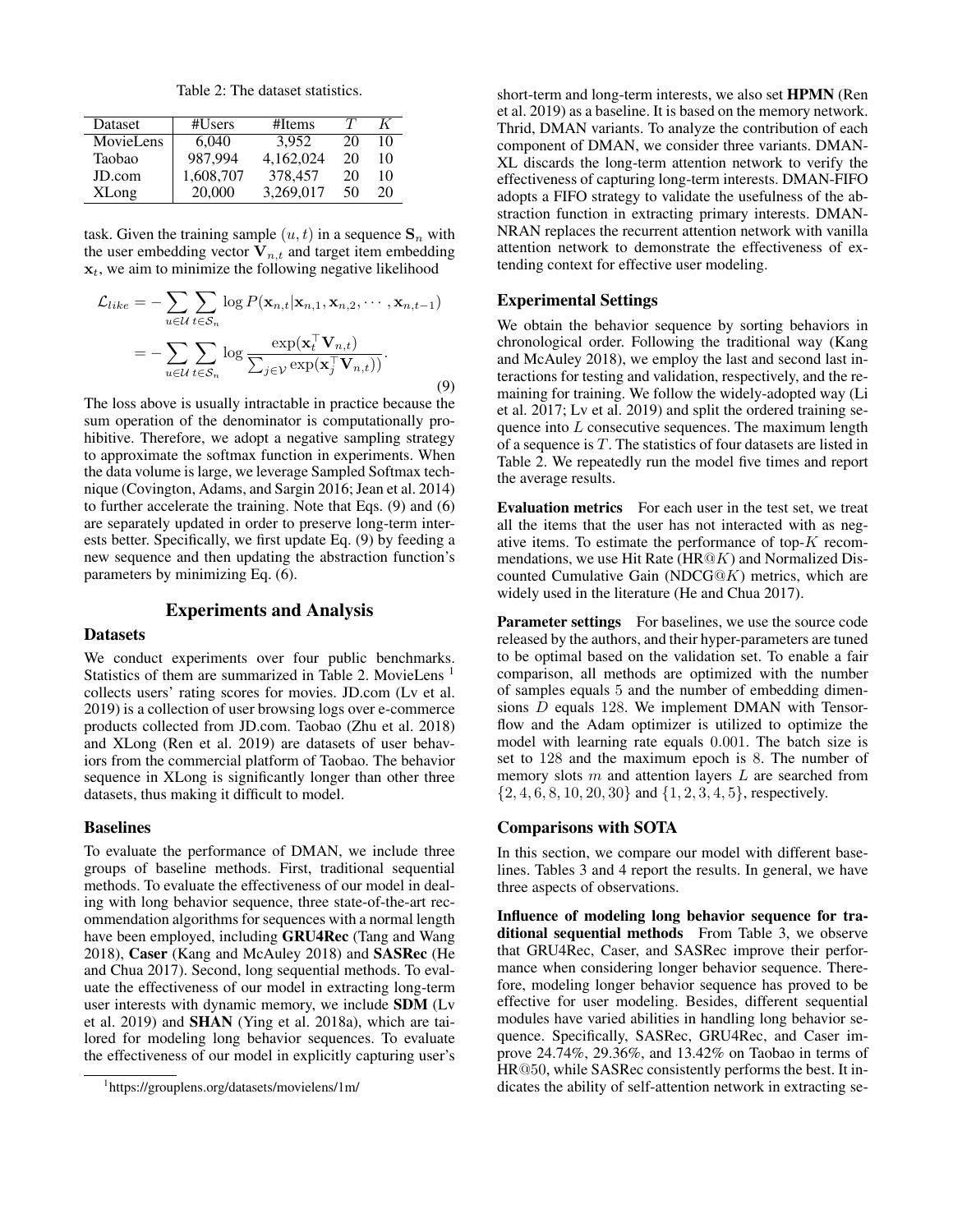Table 2: The dataset statistics.

| Dataset | #Users | #Items | $T$ | $K$ |
|---|---|---|---|---|
| MovieLens | 6,040 | 3,952 | 20 | 10 |
| Taobao | 987,994 | 4,162,024 | 20 | 10 |
| JD.com | 1,608,707 | 378,457 | 20 | 10 |
| XLong | 20,000 | 3,269,017 | 50 | 20 |

task. Given the training sample $(u, t)$ in a sequence $\mathbf{S}_n$ with the user embedding vector $\mathbf{V}_{n,t}$ and target item embedding $\mathbf{x}_t$, we aim to minimize the following negative likelihood

$$
\begin{aligned}
\mathcal{L}_{like} &= -\sum_{u \in \mathcal{U}} \sum_{t \in \mathcal{S}_n} \log P(\mathbf{x}_{n,t} | \mathbf{x}_{n,1}, \mathbf{x}_{n,2}, \cdots, \mathbf{x}_{n,t-1}) \\
&= -\sum_{u \in \mathcal{U}} \sum_{t \in \mathcal{S}_n} \log \frac{\exp(\mathbf{x}_t^\top \mathbf{V}_{n,t})}{\sum_{j \in \mathcal{V}} \exp(\mathbf{x}_j^\top \mathbf{V}_{n,t}))}.
\end{aligned} \tag{9}
$$

The loss above is usually intractable in practice because the sum operation of the denominator is computationally prohibitive. Therefore, we adopt a negative sampling strategy to approximate the softmax function in experiments. When the data volume is large, we leverage Sampled Softmax technique (Covington, Adams, and Sargin 2016; Jean et al. 2014) to further accelerate the training. Note that Eqs. (9) and (6) are separately updated in order to preserve long-term interests better. Specifically, we first update Eq. (9) by feeding a new sequence and then updating the abstraction function's parameters by minimizing Eq. (6).

# Experiments and Analysis

## Datasets

We conduct experiments over four public benchmarks. Statistics of them are summarized in Table 2. MovieLens [1] collects users' rating scores for movies. JD.com (Lv et al. 2019) is a collection of user browsing logs over e-commerce products collected from JD.com. Taobao (Zhu et al. 2018) and XLong (Ren et al. 2019) are datasets of user behaviors from the commercial platform of Taobao. The behavior sequence in XLong is significantly longer than other three datasets, thus making it difficult to model.

## Baselines

To evaluate the performance of DMAN, we include three groups of baseline methods. First, traditional sequential methods. To evaluate the effectiveness of our model in dealing with long behavior sequence, three state-of-the-art recommendation algorithms for sequences with a normal length have been employed, including **GRU4Rec** (Tang and Wang 2018), **Caser** (Kang and McAuley 2018) and **SASRec** (He and Chua 2017). Second, long sequential methods. To evaluate the effectiveness of our model in extracting long-term user interests with dynamic memory, we include **SDM** (Lv et al. 2019) and **SHAN** (Ying et al. 2018a), which are tailored for modeling long behavior sequences. To evaluate the effectiveness of our model in explicitly capturing user's short-term and long-term interests, we also set **HPMN** (Ren et al. 2019) as a baseline. It is based on the memory network. Thrid, DMAN variants. To analyze the contribution of each component of DMAN, we consider three variants. DMAN-XL discards the long-term attention network to verify the effectiveness of capturing long-term interests. DMAN-FIFO adopts a FIFO strategy to validate the usefulness of the abstraction function in extracting primary interests. DMAN-NRAN replaces the recurrent attention network with vanilla attention network to demonstrate the effectiveness of extending context for effective user modeling.

## Experimental Settings

We obtain the behavior sequence by sorting behaviors in chronological order. Following the traditional way (Kang and McAuley 2018), we employ the last and second last interactions for testing and validation, respectively, and the remaining for training. We follow the widely-adopted way (Li et al. 2017; Lv et al. 2019) and split the ordered training sequence into $L$ consecutive sequences. The maximum length of a sequence is $T$. The statistics of four datasets are listed in Table 2. We repeatedly run the model five times and report the average results.

**Evaluation metrics** For each user in the test set, we treat all the items that the user has not interacted with as negative items. To estimate the performance of top-$K$ recommendations, we use Hit Rate (HR@$K$) and Normalized Discounted Cumulative Gain (NDCG@$K$) metrics, which are widely used in the literature (He and Chua 2017).

**Parameter settings** For baselines, we use the source code released by the authors, and their hyper-parameters are tuned to be optimal based on the validation set. To enable a fair comparison, all methods are optimized with the number of samples equals 5 and the number of embedding dimensions $D$ equals 128. We implement DMAN with Tensorflow and the Adam optimizer is utilized to optimize the model with learning rate equals 0.001. The batch size is set to 128 and the maximum epoch is 8. The number of memory slots $m$ and attention layers $L$ are searched from $\{2, 4, 6, 8, 10, 20, 30\}$ and $\{1, 2, 3, 4, 5\}$, respectively.

## Comparisons with SOTA

In this section, we compare our model with different baselines. Tables 3 and 4 report the results. In general, we have three aspects of observations.

**Influence of modeling long behavior sequence for traditional sequential methods** From Table 3, we observe that GRU4Rec, Caser, and SASRec improve their performance when considering longer behavior sequence. Therefore, modeling longer behavior sequence has proved to be effective for user modeling. Besides, different sequential modules have varied abilities in handling long behavior sequence. Specifically, SASRec, GRU4Rec, and Caser improve 24.74%, 29.36%, and 13.42% on Taobao in terms of HR@50, while SASRec consistently performs the best. It indicates the ability of self-attention network in extracting se-

[1] https://grouplens.org/datasets/movielens/1m/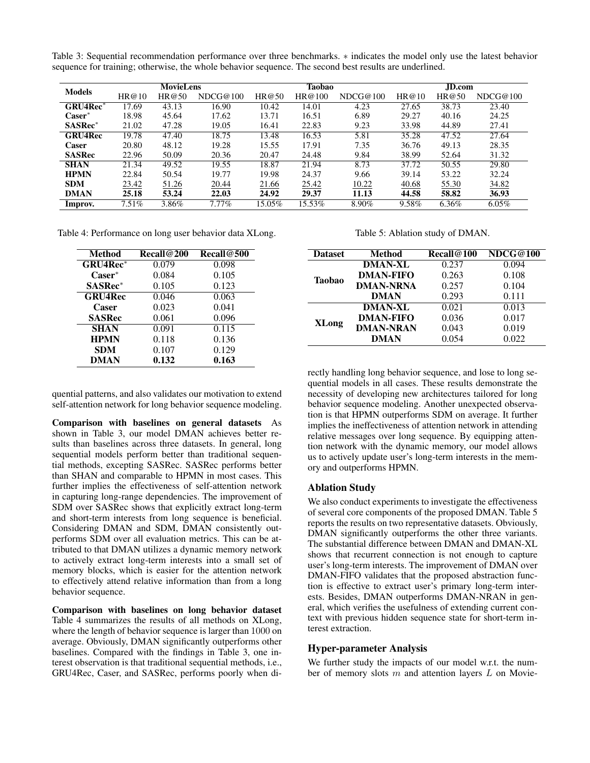Table 3: Sequential recommendation performance over three benchmarks. ∗ indicates the model only use the latest behavior sequence for training; otherwise, the whole behavior sequence. The second best results are underlined.

| Models | MovieLens | | | Taobao | | | JD.com | | |
|---|---|---|---|---|---|---|---|---|---|
| | HR@10 | HR@50 | NDCG@100 | HR@50 | HR@100 | NDCG@100 | HR@10 | HR@50 | NDCG@100 |
| **GRU4Rec*** | 17.69 | 43.13 | 16.90 | 10.42 | 14.01 | 4.23 | 27.65 | 38.73 | 23.40 |
| **Caser*** | 18.98 | 45.64 | 17.62 | 13.71 | 16.51 | 6.89 | 29.27 | 40.16 | 24.25 |
| **SASRec*** | 21.02 | 47.28 | 19.05 | 16.41 | 22.83 | 9.23 | 33.98 | 44.89 | 27.41 |
| **GRU4Rec** | 19.78 | 47.40 | 18.75 | 13.48 | 16.53 | 5.81 | 35.28 | 47.52 | 27.64 |
| **Caser** | 20.80 | 48.12 | 19.28 | 15.55 | 17.91 | 7.35 | 36.76 | 49.13 | 28.35 |
| **SASRec** | 22.96 | 50.09 | 20.36 | 20.47 | 24.48 | 9.84 | 38.99 | 52.64 | 31.32 |
| **SHAN** | 21.34 | 49.52 | 19.55 | 18.87 | 21.94 | 8.73 | 37.72 | 50.55 | 29.80 |
| **HPMN** | 22.84 | 50.54 | 19.77 | 19.98 | 24.37 | 9.66 | 39.14 | 53.22 | 32.24 |
| **SDM** | <u>23.42</u> | <u>51.26</u> | <u>20.44</u> | <u>21.66</u> | <u>25.42</u> | <u>10.22</u> | <u>40.68</u> | <u>55.30</u> | <u>34.82</u> |
| **DMAN** | **25.18** | **53.24** | **22.03** | **24.92** | **29.37** | **11.13** | **44.58** | **58.82** | **36.93** |
| **Improv.** | 7.51% | 3.86% | 7.77% | 15.05% | 15.53% | 8.90% | 9.58% | 6.36% | 6.05% |

Table 4: Performance on long user behavior data XLong.

| Method | Recall@200 | Recall@500 |
|---|---|---|
| **GRU4Rec*** | 0.079 | 0.098 |
| **Caser*** | 0.084 | 0.105 |
| **SASRec*** | 0.105 | 0.123 |
| **GRU4Rec** | 0.046 | 0.063 |
| **Caser** | 0.023 | 0.041 |
| **SASRec** | 0.061 | 0.096 |
| **SHAN** | 0.091 | 0.115 |
| **HPMN** | 0.118 | 0.136 |
| **SDM** | 0.107 | 0.129 |
| **DMAN** | **0.132** | **0.163** |

Table 5: Ablation study of DMAN.

| Dataset | Method | Recall@100 | NDCG@100 |
|---|---|---|---|
| **Taobao** | **DMAN-XL** | 0.237 | 0.094 |
| | **DMAN-FIFO** | 0.263 | 0.108 |
| | **DMAN-NRNA** | 0.257 | 0.104 |
| | **DMAN** | 0.293 | 0.111 |
| **XLong** | **DMAN-XL** | 0.021 | 0.013 |
| | **DMAN-FIFO** | 0.036 | 0.017 |
| | **DMAN-NRAN** | 0.043 | 0.019 |
| | **DMAN** | 0.054 | 0.022 |

quential patterns, and also validates our motivation to extend self-attention network for long behavior sequence modeling.

**Comparison with baselines on general datasets** As shown in Table 3, our model DMAN achieves better results than baselines across three datasets. In general, long sequential models perform better than traditional sequential methods, excepting SASRec. SASRec performs better than SHAN and comparable to HPMN in most cases. This further implies the effectiveness of self-attention network in capturing long-range dependencies. The improvement of SDM over SASRec shows that explicitly extract long-term and short-term interests from long sequence is beneficial. Considering DMAN and SDM, DMAN consistently outperforms SDM over all evaluation metrics. This can be attributed to that DMAN utilizes a dynamic memory network to actively extract long-term interests into a small set of memory blocks, which is easier for the attention network to effectively attend relative information than from a long behavior sequence.

**Comparison with baselines on long behavior dataset** Table 4 summarizes the results of all methods on XLong, where the length of behavior sequence is larger than 1000 on average. Obviously, DMAN significantly outperforms other baselines. Compared with the findings in Table 3, one interest observation is that traditional sequential methods, i.e., GRU4Rec, Caser, and SASRec, performs poorly when directly handling long behavior sequence, and lose to long sequential models in all cases. These results demonstrate the necessity of developing new architectures tailored for long behavior sequence modeling. Another unexpected observation is that HPMN outperforms SDM on average. It further implies the ineffectiveness of attention network in attending relative messages over long sequence. By equipping attention network with the dynamic memory, our model allows us to actively update user's long-term interests in the memory and outperforms HPMN.

## Ablation Study

We also conduct experiments to investigate the effectiveness of several core components of the proposed DMAN. Table 5 reports the results on two representative datasets. Obviously, DMAN significantly outperforms the other three variants. The substantial difference between DMAN and DMAN-XL shows that recurrent connection is not enough to capture user's long-term interests. The improvement of DMAN over DMAN-FIFO validates that the proposed abstraction function is effective to extract user's primary long-term interests. Besides, DMAN outperforms DMAN-NRAN in general, which verifies the usefulness of extending current context with previous hidden sequence state for short-term interest extraction.

## Hyper-parameter Analysis

We further study the impacts of our model w.r.t. the number of memory slots $m$ and attention layers $L$ on Movie-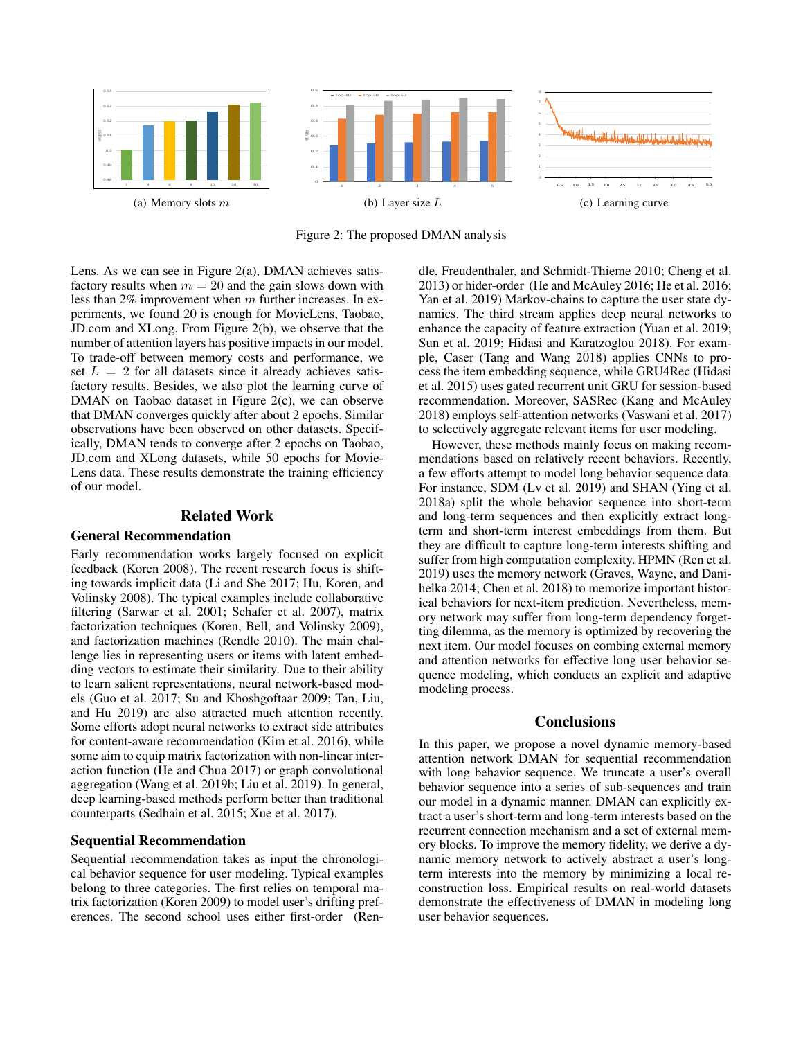(a) Memory slots $m$

(b) Layer size $L$

(c) Learning curve

Figure 2: The proposed DMAN analysis

Lens. As we can see in Figure 2(a), DMAN achieves satisfactory results when $m = 20$ and the gain slows down with less than 2% improvement when $m$ further increases. In experiments, we found 20 is enough for MovieLens, Taobao, JD.com and XLong. From Figure 2(b), we observe that the number of attention layers has positive impacts in our model. To trade-off between memory costs and performance, we set $L = 2$ for all datasets since it already achieves satisfactory results. Besides, we also plot the learning curve of DMAN on Taobao dataset in Figure 2(c), we can observe that DMAN converges quickly after about 2 epochs. Similar observations have been observed on other datasets. Specifically, DMAN tends to converge after 2 epochs on Taobao, JD.com and XLong datasets, while 50 epochs for MovieLens data. These results demonstrate the training efficiency of our model.

## Related Work

### General Recommendation

Early recommendation works largely focused on explicit feedback (Koren 2008). The recent research focus is shifting towards implicit data (Li and She 2017; Hu, Koren, and Volinsky 2008). The typical examples include collaborative filtering (Sarwar et al. 2001; Schafer et al. 2007), matrix factorization techniques (Koren, Bell, and Volinsky 2009), and factorization machines (Rendle 2010). The main challenge lies in representing users or items with latent embedding vectors to estimate their similarity. Due to their ability to learn salient representations, neural network-based models (Guo et al. 2017; Su and Khoshgoftaar 2009; Tan, Liu, and Hu 2019) are also attracted much attention recently. Some efforts adopt neural networks to extract side attributes for content-aware recommendation (Kim et al. 2016), while some aim to equip matrix factorization with non-linear interaction function (He and Chua 2017) or graph convolutional aggregation (Wang et al. 2019b; Liu et al. 2019). In general, deep learning-based methods perform better than traditional counterparts (Sedhain et al. 2015; Xue et al. 2017).

### Sequential Recommendation

Sequential recommendation takes as input the chronological behavior sequence for user modeling. Typical examples belong to three categories. The first relies on temporal matrix factorization (Koren 2009) to model user's drifting preferences. The second school uses either first-order (Rendle, Freudenthaler, and Schmidt-Thieme 2010; Cheng et al. 2013) or hider-order (He and McAuley 2016; He et al. 2016; Yan et al. 2019) Markov-chains to capture the user state dynamics. The third stream applies deep neural networks to enhance the capacity of feature extraction (Yuan et al. 2019; Sun et al. 2019; Hidasi and Karatzoglou 2018). For example, Caser (Tang and Wang 2018) applies CNNs to process the item embedding sequence, while GRU4Rec (Hidasi et al. 2015) uses gated recurrent unit GRU for session-based recommendation. Moreover, SASRec (Kang and McAuley 2018) employs self-attention networks (Vaswani et al. 2017) to selectively aggregate relevant items for user modeling.

However, these methods mainly focus on making recommendations based on relatively recent behaviors. Recently, a few efforts attempt to model long behavior sequence data. For instance, SDM (Lv et al. 2019) and SHAN (Ying et al. 2018a) split the whole behavior sequence into short-term and long-term sequences and then explicitly extract long-term and short-term interest embeddings from them. But they are difficult to capture long-term interests shifting and suffer from high computation complexity. HPMN (Ren et al. 2019) uses the memory network (Graves, Wayne, and Danihelka 2014; Chen et al. 2018) to memorize important historical behaviors for next-item prediction. Nevertheless, memory network may suffer from long-term dependency forgetting dilemma, as the memory is optimized by recovering the next item. Our model focuses on combing external memory and attention networks for effective long user behavior sequence modeling, which conducts an explicit and adaptive modeling process.

## Conclusions

In this paper, we propose a novel dynamic memory-based attention network DMAN for sequential recommendation with long behavior sequence. We truncate a user's overall behavior sequence into a series of sub-sequences and train our model in a dynamic manner. DMAN can explicitly extract a user's short-term and long-term interests based on the recurrent connection mechanism and a set of external memory blocks. To improve the memory fidelity, we derive a dynamic memory network to actively abstract a user's long-term interests into the memory by minimizing a local reconstruction loss. Empirical results on real-world datasets demonstrate the effectiveness of DMAN in modeling long user behavior sequences.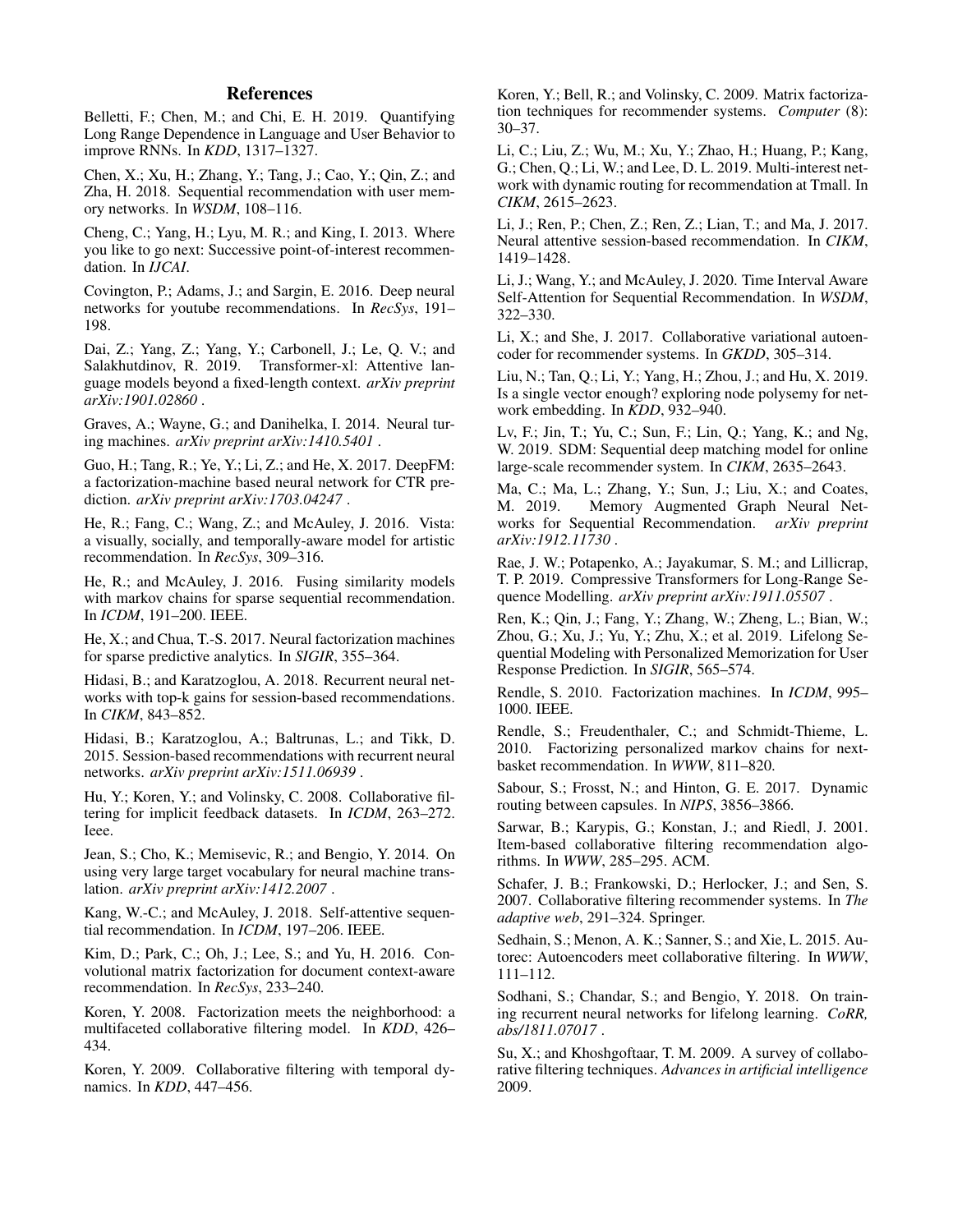## References

Belletti, F.; Chen, M.; and Chi, E. H. 2019. Quantifying Long Range Dependence in Language and User Behavior to improve RNNs. In *KDD*, 1317–1327.

Chen, X.; Xu, H.; Zhang, Y.; Tang, J.; Cao, Y.; Qin, Z.; and Zha, H. 2018. Sequential recommendation with user memory networks. In *WSDM*, 108–116.

Cheng, C.; Yang, H.; Lyu, M. R.; and King, I. 2013. Where you like to go next: Successive point-of-interest recommendation. In *IJCAI*.

Covington, P.; Adams, J.; and Sargin, E. 2016. Deep neural networks for youtube recommendations. In *RecSys*, 191–198.

Dai, Z.; Yang, Z.; Yang, Y.; Carbonell, J.; Le, Q. V.; and Salakhutdinov, R. 2019. Transformer-xl: Attentive language models beyond a fixed-length context. *arXiv preprint arXiv:1901.02860* .

Graves, A.; Wayne, G.; and Danihelka, I. 2014. Neural turing machines. *arXiv preprint arXiv:1410.5401* .

Guo, H.; Tang, R.; Ye, Y.; Li, Z.; and He, X. 2017. DeepFM: a factorization-machine based neural network for CTR prediction. *arXiv preprint arXiv:1703.04247* .

He, R.; Fang, C.; Wang, Z.; and McAuley, J. 2016. Vista: a visually, socially, and temporally-aware model for artistic recommendation. In *RecSys*, 309–316.

He, R.; and McAuley, J. 2016. Fusing similarity models with markov chains for sparse sequential recommendation. In *ICDM*, 191–200. IEEE.

He, X.; and Chua, T.-S. 2017. Neural factorization machines for sparse predictive analytics. In *SIGIR*, 355–364.

Hidasi, B.; and Karatzoglou, A. 2018. Recurrent neural networks with top-k gains for session-based recommendations. In *CIKM*, 843–852.

Hidasi, B.; Karatzoglou, A.; Baltrunas, L.; and Tikk, D. 2015. Session-based recommendations with recurrent neural networks. *arXiv preprint arXiv:1511.06939* .

Hu, Y.; Koren, Y.; and Volinsky, C. 2008. Collaborative filtering for implicit feedback datasets. In *ICDM*, 263–272. Ieee.

Jean, S.; Cho, K.; Memisevic, R.; and Bengio, Y. 2014. On using very large target vocabulary for neural machine translation. *arXiv preprint arXiv:1412.2007* .

Kang, W.-C.; and McAuley, J. 2018. Self-attentive sequential recommendation. In *ICDM*, 197–206. IEEE.

Kim, D.; Park, C.; Oh, J.; Lee, S.; and Yu, H. 2016. Convolutional matrix factorization for document context-aware recommendation. In *RecSys*, 233–240.

Koren, Y. 2008. Factorization meets the neighborhood: a multifaceted collaborative filtering model. In *KDD*, 426–434.

Koren, Y. 2009. Collaborative filtering with temporal dynamics. In *KDD*, 447–456.

Koren, Y.; Bell, R.; and Volinsky, C. 2009. Matrix factorization techniques for recommender systems. *Computer* (8): 30–37.

Li, C.; Liu, Z.; Wu, M.; Xu, Y.; Zhao, H.; Huang, P.; Kang, G.; Chen, Q.; Li, W.; and Lee, D. L. 2019. Multi-interest network with dynamic routing for recommendation at Tmall. In *CIKM*, 2615–2623.

Li, J.; Ren, P.; Chen, Z.; Ren, Z.; Lian, T.; and Ma, J. 2017. Neural attentive session-based recommendation. In *CIKM*, 1419–1428.

Li, J.; Wang, Y.; and McAuley, J. 2020. Time Interval Aware Self-Attention for Sequential Recommendation. In *WSDM*, 322–330.

Li, X.; and She, J. 2017. Collaborative variational autoencoder for recommender systems. In *GKDD*, 305–314.

Liu, N.; Tan, Q.; Li, Y.; Yang, H.; Zhou, J.; and Hu, X. 2019. Is a single vector enough? exploring node polysemy for network embedding. In *KDD*, 932–940.

Lv, F.; Jin, T.; Yu, C.; Sun, F.; Lin, Q.; Yang, K.; and Ng, W. 2019. SDM: Sequential deep matching model for online large-scale recommender system. In *CIKM*, 2635–2643.

Ma, C.; Ma, L.; Zhang, Y.; Sun, J.; Liu, X.; and Coates, M. 2019. Memory Augmented Graph Neural Networks for Sequential Recommendation. *arXiv preprint arXiv:1912.11730* .

Rae, J. W.; Potapenko, A.; Jayakumar, S. M.; and Lillicrap, T. P. 2019. Compressive Transformers for Long-Range Sequence Modelling. *arXiv preprint arXiv:1911.05507* .

Ren, K.; Qin, J.; Fang, Y.; Zhang, W.; Zheng, L.; Bian, W.; Zhou, G.; Xu, J.; Yu, Y.; Zhu, X.; et al. 2019. Lifelong Sequential Modeling with Personalized Memorization for User Response Prediction. In *SIGIR*, 565–574.

Rendle, S. 2010. Factorization machines. In *ICDM*, 995–1000. IEEE.

Rendle, S.; Freudenthaler, C.; and Schmidt-Thieme, L. 2010. Factorizing personalized markov chains for next-basket recommendation. In *WWW*, 811–820.

Sabour, S.; Frosst, N.; and Hinton, G. E. 2017. Dynamic routing between capsules. In *NIPS*, 3856–3866.

Sarwar, B.; Karypis, G.; Konstan, J.; and Riedl, J. 2001. Item-based collaborative filtering recommendation algorithms. In *WWW*, 285–295. ACM.

Schafer, J. B.; Frankowski, D.; Herlocker, J.; and Sen, S. 2007. Collaborative filtering recommender systems. In *The adaptive web*, 291–324. Springer.

Sedhain, S.; Menon, A. K.; Sanner, S.; and Xie, L. 2015. Autorec: Autoencoders meet collaborative filtering. In *WWW*, 111–112.

Sodhani, S.; Chandar, S.; and Bengio, Y. 2018. On training recurrent neural networks for lifelong learning. *CoRR, abs/1811.07017* .

Su, X.; and Khoshgoftaar, T. M. 2009. A survey of collaborative filtering techniques. *Advances in artificial intelligence* 2009.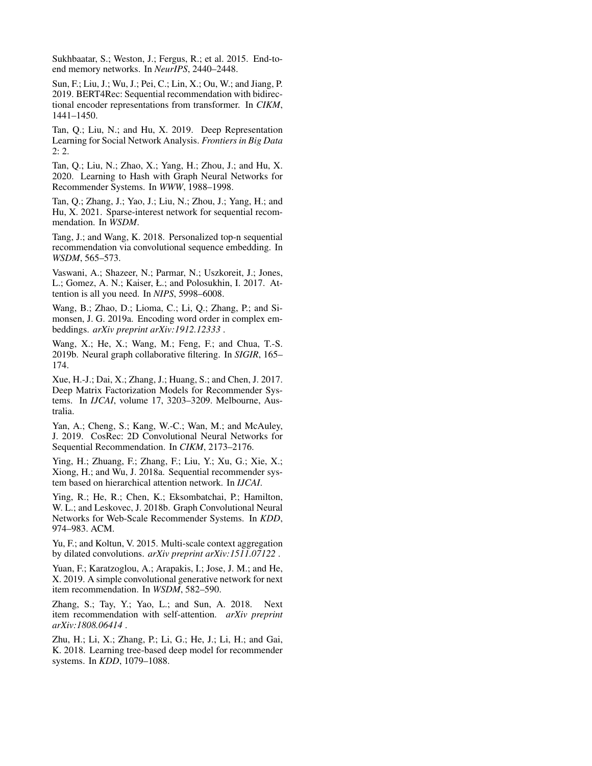Sukhbaatar, S.; Weston, J.; Fergus, R.; et al. 2015. End-to-end memory networks. In *NeurIPS*, 2440–2448.

Sun, F.; Liu, J.; Wu, J.; Pei, C.; Lin, X.; Ou, W.; and Jiang, P. 2019. BERT4Rec: Sequential recommendation with bidirectional encoder representations from transformer. In *CIKM*, 1441–1450.

Tan, Q.; Liu, N.; and Hu, X. 2019. Deep Representation Learning for Social Network Analysis. *Frontiers in Big Data* 2: 2.

Tan, Q.; Liu, N.; Zhao, X.; Yang, H.; Zhou, J.; and Hu, X. 2020. Learning to Hash with Graph Neural Networks for Recommender Systems. In *WWW*, 1988–1998.

Tan, Q.; Zhang, J.; Yao, J.; Liu, N.; Zhou, J.; Yang, H.; and Hu, X. 2021. Sparse-interest network for sequential recommendation. In *WSDM*.

Tang, J.; and Wang, K. 2018. Personalized top-n sequential recommendation via convolutional sequence embedding. In *WSDM*, 565–573.

Vaswani, A.; Shazeer, N.; Parmar, N.; Uszkoreit, J.; Jones, L.; Gomez, A. N.; Kaiser, Ł.; and Polosukhin, I. 2017. Attention is all you need. In *NIPS*, 5998–6008.

Wang, B.; Zhao, D.; Lioma, C.; Li, Q.; Zhang, P.; and Simonsen, J. G. 2019a. Encoding word order in complex embeddings. *arXiv preprint arXiv:1912.12333* .

Wang, X.; He, X.; Wang, M.; Feng, F.; and Chua, T.-S. 2019b. Neural graph collaborative filtering. In *SIGIR*, 165–174.

Xue, H.-J.; Dai, X.; Zhang, J.; Huang, S.; and Chen, J. 2017. Deep Matrix Factorization Models for Recommender Systems. In *IJCAI*, volume 17, 3203–3209. Melbourne, Australia.

Yan, A.; Cheng, S.; Kang, W.-C.; Wan, M.; and McAuley, J. 2019. CosRec: 2D Convolutional Neural Networks for Sequential Recommendation. In *CIKM*, 2173–2176.

Ying, H.; Zhuang, F.; Zhang, F.; Liu, Y.; Xu, G.; Xie, X.; Xiong, H.; and Wu, J. 2018a. Sequential recommender system based on hierarchical attention network. In *IJCAI*.

Ying, R.; He, R.; Chen, K.; Eksombatchai, P.; Hamilton, W. L.; and Leskovec, J. 2018b. Graph Convolutional Neural Networks for Web-Scale Recommender Systems. In *KDD*, 974–983. ACM.

Yu, F.; and Koltun, V. 2015. Multi-scale context aggregation by dilated convolutions. *arXiv preprint arXiv:1511.07122* .

Yuan, F.; Karatzoglou, A.; Arapakis, I.; Jose, J. M.; and He, X. 2019. A simple convolutional generative network for next item recommendation. In *WSDM*, 582–590.

Zhang, S.; Tay, Y.; Yao, L.; and Sun, A. 2018. Next item recommendation with self-attention. *arXiv preprint arXiv:1808.06414* .

Zhu, H.; Li, X.; Zhang, P.; Li, G.; He, J.; Li, H.; and Gai, K. 2018. Learning tree-based deep model for recommender systems. In *KDD*, 1079–1088.